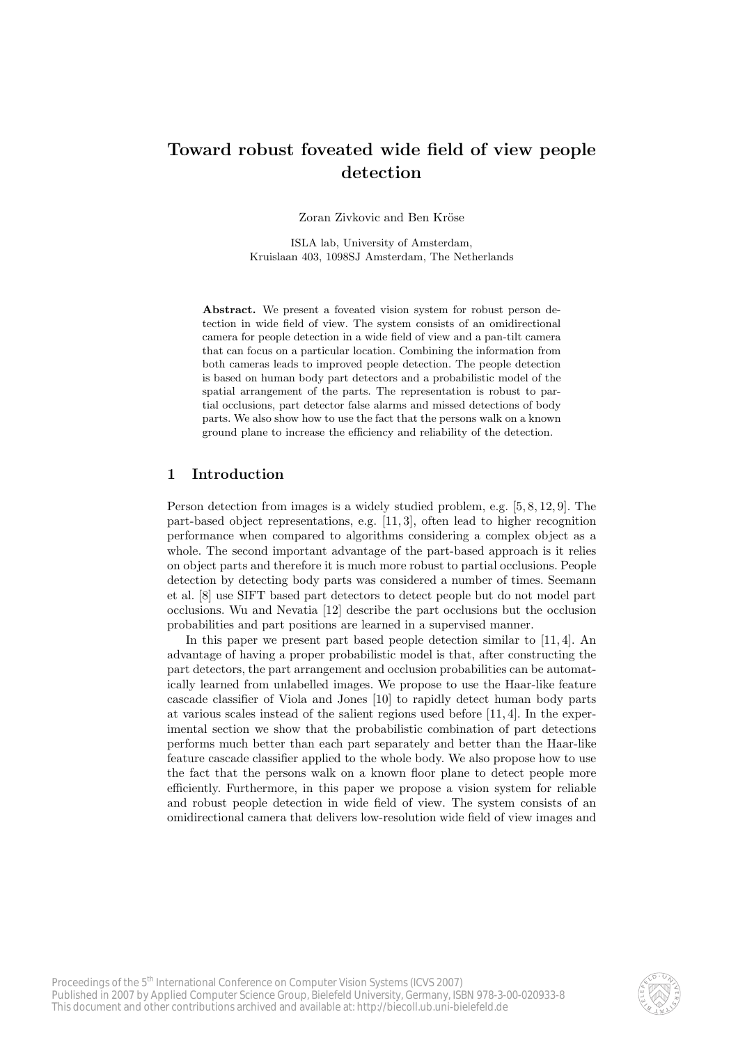# Toward robust foveated wide field of view people detection

Zoran Zivkovic and Ben Kröse

ISLA lab, University of Amsterdam,
Kruislaan 403, 1098SJ Amsterdam, The Netherlands

**Abstract.** We present a foveated vision system for robust person detection in wide field of view. The system consists of an omidirectional camera for people detection in a wide field of view and a pan-tilt camera that can focus on a particular location. Combining the information from both cameras leads to improved people detection. The people detection is based on human body part detectors and a probabilistic model of the spatial arrangement of the parts. The representation is robust to partial occlusions, part detector false alarms and missed detections of body parts. We also show how to use the fact that the persons walk on a known ground plane to increase the efficiency and reliability of the detection.

## 1 Introduction

Person detection from images is a widely studied problem, e.g. [5, 8, 12, 9]. The part-based object representations, e.g. [11, 3], often lead to higher recognition performance when compared to algorithms considering a complex object as a whole. The second important advantage of the part-based approach is it relies on object parts and therefore it is much more robust to partial occlusions. People detection by detecting body parts was considered a number of times. Seemann et al. [8] use SIFT based part detectors to detect people but do not model part occlusions. Wu and Nevatia [12] describe the part occlusions but the occlusion probabilities and part positions are learned in a supervised manner.

In this paper we present part based people detection similar to [11, 4]. An advantage of having a proper probabilistic model is that, after constructing the part detectors, the part arrangement and occlusion probabilities can be automatically learned from unlabelled images. We propose to use the Haar-like feature cascade classifier of Viola and Jones [10] to rapidly detect human body parts at various scales instead of the salient regions used before [11, 4]. In the experimental section we show that the probabilistic combination of part detections performs much better than each part separately and better than the Haar-like feature cascade classifier applied to the whole body. We also propose how to use the fact that the persons walk on a known floor plane to detect people more efficiently. Furthermore, in this paper we propose a vision system for reliable and robust people detection in wide field of view. The system consists of an omidirectional camera that delivers low-resolution wide field of view images and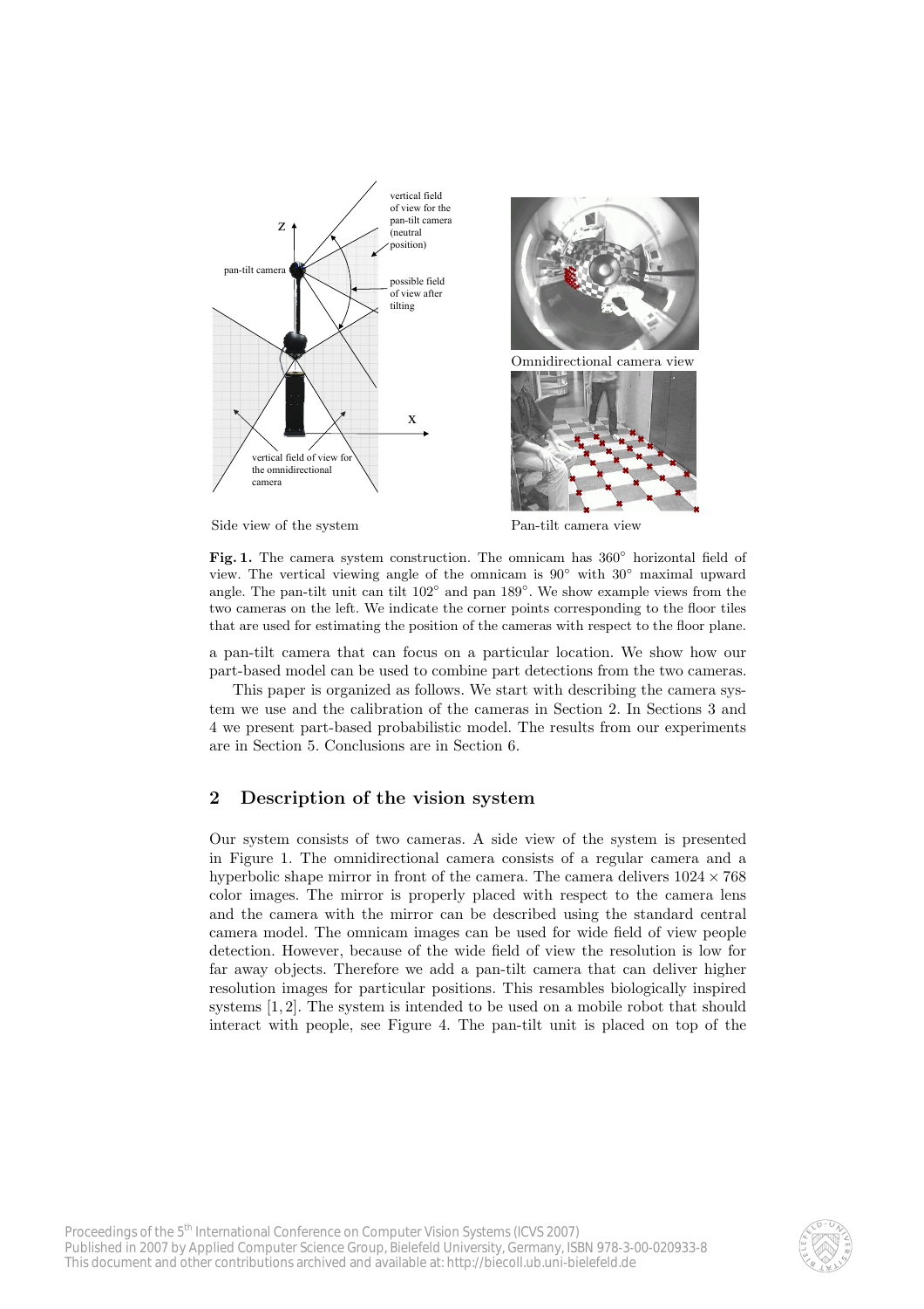Side view of the system

Omnidirectional camera view

Pan-tilt camera view

**Fig. 1.** The camera system construction. The omnicam has 360° horizontal field of view. The vertical viewing angle of the omnicam is 90° with 30° maximal upward angle. The pan-tilt unit can tilt 102° and pan 189°. We show example views from the two cameras on the left. We indicate the corner points corresponding to the floor tiles that are used for estimating the position of the cameras with respect to the floor plane.

a pan-tilt camera that can focus on a particular location. We show how our part-based model can be used to combine part detections from the two cameras.

This paper is organized as follows. We start with describing the camera system we use and the calibration of the cameras in Section 2. In Sections 3 and 4 we present part-based probabilistic model. The results from our experiments are in Section 5. Conclusions are in Section 6.

## 2 Description of the vision system

Our system consists of two cameras. A side view of the system is presented in Figure 1. The omnidirectional camera consists of a regular camera and a hyperbolic shape mirror in front of the camera. The camera delivers $1024 \times 768$ color images. The mirror is properly placed with respect to the camera lens and the camera with the mirror can be described using the standard central camera model. The omnicam images can be used for wide field of view people detection. However, because of the wide field of view the resolution is low for far away objects. Therefore we add a pan-tilt camera that can deliver higher resolution images for particular positions. This resambles biologically inspired systems [1, 2]. The system is intended to be used on a mobile robot that should interact with people, see Figure 4. The pan-tilt unit is placed on top of the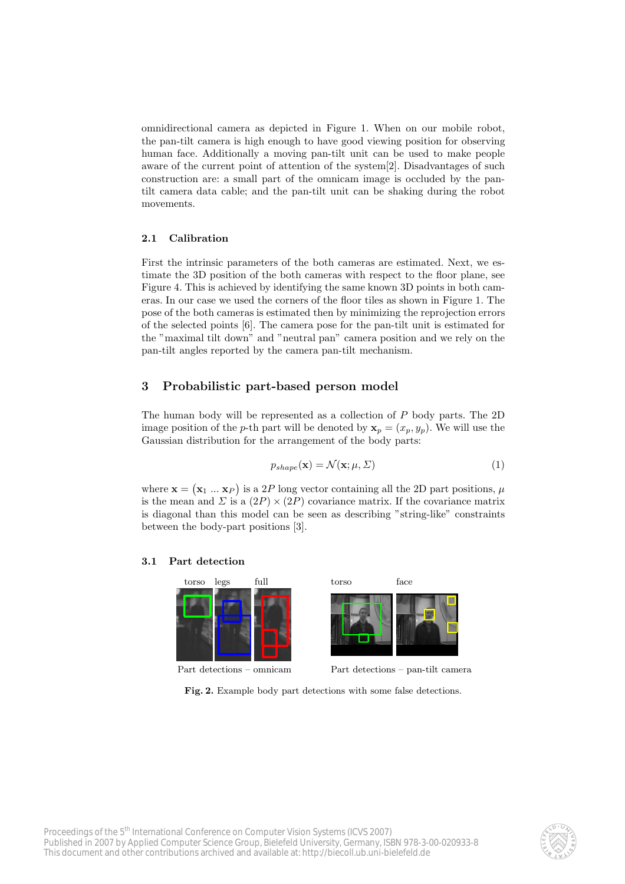omnidirectional camera as depicted in Figure 1. When on our mobile robot, the pan-tilt camera is high enough to have good viewing position for observing human face. Additionally a moving pan-tilt unit can be used to make people aware of the current point of attention of the system[2]. Disadvantages of such construction are: a small part of the omnicam image is occluded by the pan-tilt camera data cable; and the pan-tilt unit can be shaking during the robot movements.

### 2.1 Calibration

First the intrinsic parameters of the both cameras are estimated. Next, we estimate the 3D position of the both cameras with respect to the floor plane, see Figure 4. This is achieved by identifying the same known 3D points in both cameras. In our case we used the corners of the floor tiles as shown in Figure 1. The pose of the both cameras is estimated then by minimizing the reprojection errors of the selected points [6]. The camera pose for the pan-tilt unit is estimated for the "maximal tilt down" and "neutral pan" camera position and we rely on the pan-tilt angles reported by the camera pan-tilt mechanism.

## 3 Probabilistic part-based person model

The human body will be represented as a collection of $P$ body parts. The 2D image position of the $p$-th part will be denoted by $\mathbf{x}_p = (x_p, y_p)$. We will use the Gaussian distribution for the arrangement of the body parts:

$$p_{shape}(\mathbf{x}) = \mathcal{N}(\mathbf{x}; \mu, \Sigma) \tag{1}$$

where $\mathbf{x} = \begin{pmatrix}\mathbf{x}_1 \; ... \; \mathbf{x}_P\end{pmatrix}$ is a $2P$ long vector containing all the 2D part positions, $\mu$ is the mean and $\Sigma$ is a $(2P) \times (2P)$ covariance matrix. If the covariance matrix is diagonal than this model can be seen as describing "string-like" constraints between the body-part positions [3].

### 3.1 Part detection

torso legs full

Part detections – omnicam

torso face

Part detections – pan-tilt camera

**Fig. 2.** Example body part detections with some false detections.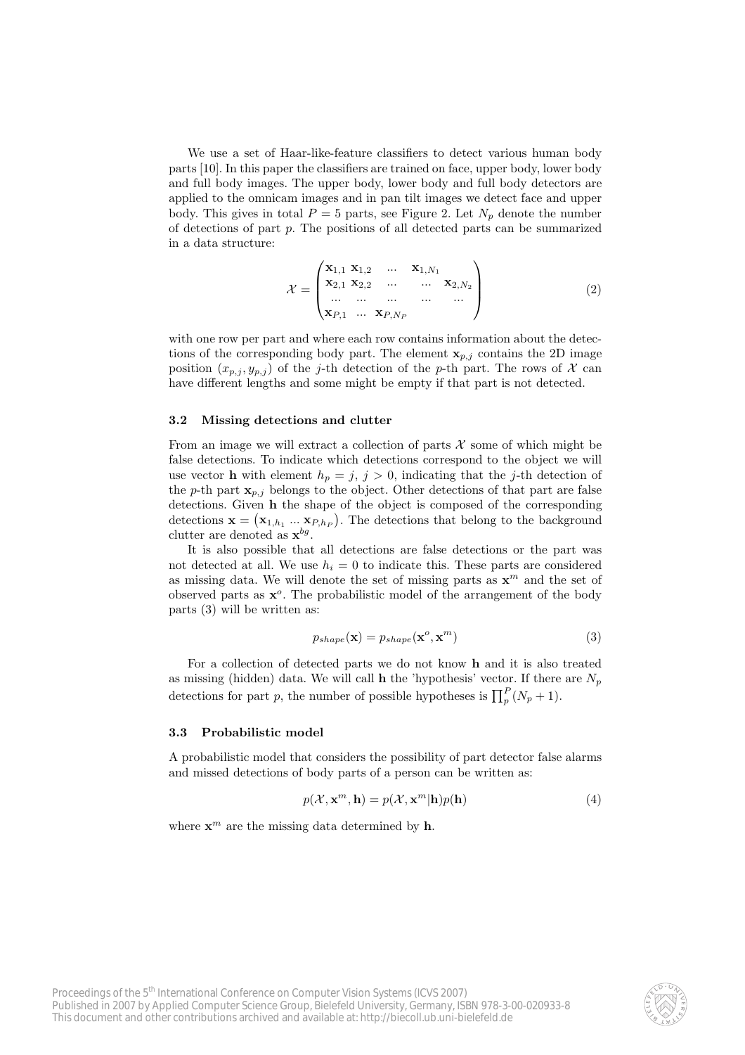We use a set of Haar-like-feature classifiers to detect various human body parts [10]. In this paper the classifiers are trained on face, upper body, lower body and full body images. The upper body, lower body and full body detectors are applied to the omnicam images and in pan tilt images we detect face and upper body. This gives in total $P = 5$ parts, see Figure 2. Let $N_p$ denote the number of detections of part $p$. The positions of all detected parts can be summarized in a data structure:

$$\mathcal{X} = \begin{pmatrix} \mathbf{x}_{1,1} \; \mathbf{x}_{1,2} & \ldots & \mathbf{x}_{1,N_1} & & \\ \mathbf{x}_{2,1} \; \mathbf{x}_{2,2} & \ldots & & \ldots & \mathbf{x}_{2,N_2} \\ \ldots \quad \ldots & \ldots & & \ldots & \ldots \\ \mathbf{x}_{P,1} \; \ldots & \mathbf{x}_{P,N_P} & & & \end{pmatrix} \tag{2}$$

with one row per part and where each row contains information about the detections of the corresponding body part. The element $\mathbf{x}_{p,j}$ contains the 2D image position $(x_{p,j}, y_{p,j})$ of the $j$-th detection of the $p$-th part. The rows of $\mathcal{X}$ can have different lengths and some might be empty if that part is not detected.

### 3.2 Missing detections and clutter

From an image we will extract a collection of parts $\mathcal{X}$ some of which might be false detections. To indicate which detections correspond to the object we will use vector $\mathbf{h}$ with element $h_p = j$, $j > 0$, indicating that the $j$-th detection of the $p$-th part $\mathbf{x}_{p,j}$ belongs to the object. Other detections of that part are false detections. Given $\mathbf{h}$ the shape of the object is composed of the corresponding detections $\mathbf{x} = (\mathbf{x}_{1,h_1} \ldots \mathbf{x}_{P,h_P})$. The detections that belong to the background clutter are denoted as $\mathbf{x}^{bg}$.

It is also possible that all detections are false detections or the part was not detected at all. We use $h_i = 0$ to indicate this. These parts are considered as missing data. We will denote the set of missing parts as $\mathbf{x}^m$ and the set of observed parts as $\mathbf{x}^o$. The probabilistic model of the arrangement of the body parts (3) will be written as:

$$p_{shape}(\mathbf{x}) = p_{shape}(\mathbf{x}^o, \mathbf{x}^m) \tag{3}$$

For a collection of detected parts we do not know $\mathbf{h}$ and it is also treated as missing (hidden) data. We will call $\mathbf{h}$ the 'hypothesis' vector. If there are $N_p$ detections for part $p$, the number of possible hypotheses is $\prod_p^P (N_p + 1)$.

### 3.3 Probabilistic model

A probabilistic model that considers the possibility of part detector false alarms and missed detections of body parts of a person can be written as:

$$p(\mathcal{X}, \mathbf{x}^m, \mathbf{h}) = p(\mathcal{X}, \mathbf{x}^m | \mathbf{h}) p(\mathbf{h}) \tag{4}$$

where $\mathbf{x}^m$ are the missing data determined by $\mathbf{h}$.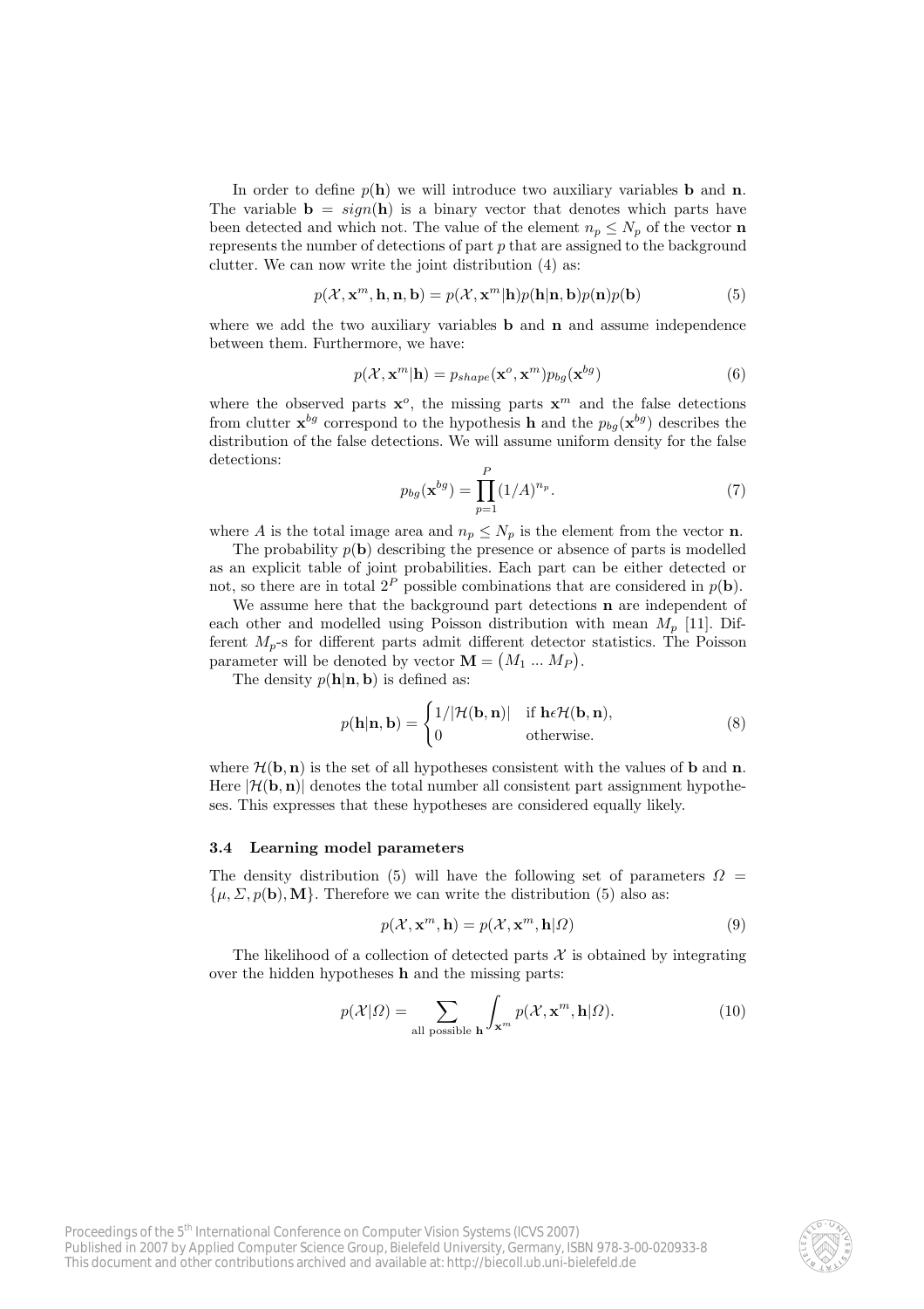In order to define $p(\mathbf{h})$ we will introduce two auxiliary variables $\mathbf{b}$ and $\mathbf{n}$. The variable $\mathbf{b} = sign(\mathbf{h})$ is a binary vector that denotes which parts have been detected and which not. The value of the element $n_p \leq N_p$ of the vector $\mathbf{n}$ represents the number of detections of part $p$ that are assigned to the background clutter. We can now write the joint distribution (4) as:

$$p(\mathcal{X}, \mathbf{x}^m, \mathbf{h}, \mathbf{n}, \mathbf{b}) = p(\mathcal{X}, \mathbf{x}^m|\mathbf{h})p(\mathbf{h}|\mathbf{n}, \mathbf{b})p(\mathbf{n})p(\mathbf{b}) \tag{5}$$

where we add the two auxiliary variables $\mathbf{b}$ and $\mathbf{n}$ and assume independence between them. Furthermore, we have:

$$p(\mathcal{X}, \mathbf{x}^m|\mathbf{h}) = p_{shape}(\mathbf{x}^o, \mathbf{x}^m)p_{bg}(\mathbf{x}^{bg}) \tag{6}$$

where the observed parts $\mathbf{x}^o$, the missing parts $\mathbf{x}^m$ and the false detections from clutter $\mathbf{x}^{bg}$ correspond to the hypothesis $\mathbf{h}$ and the $p_{bg}(\mathbf{x}^{bg})$ describes the distribution of the false detections. We will assume uniform density for the false detections:

$$p_{bg}(\mathbf{x}^{bg}) = \prod_{p=1}^{P}(1/A)^{n_p}. \tag{7}$$

where $A$ is the total image area and $n_p \leq N_p$ is the element from the vector $\mathbf{n}$.

The probability $p(\mathbf{b})$ describing the presence or absence of parts is modelled as an explicit table of joint probabilities. Each part can be either detected or not, so there are in total $2^P$ possible combinations that are considered in $p(\mathbf{b})$.

We assume here that the background part detections $\mathbf{n}$ are independent of each other and modelled using Poisson distribution with mean $M_p$ [11]. Different $M_p$-s for different parts admit different detector statistics. The Poisson parameter will be denoted by vector $\mathbf{M} = \begin{pmatrix} M_1 \ ... \ M_P \end{pmatrix}$.

The density $p(\mathbf{h}|\mathbf{n}, \mathbf{b})$ is defined as:

$$p(\mathbf{h}|\mathbf{n}, \mathbf{b}) = \begin{cases} 1/|\mathcal{H}(\mathbf{b}, \mathbf{n})| & \text{if } \mathbf{h} \epsilon \mathcal{H}(\mathbf{b}, \mathbf{n}), \\ 0 & \text{otherwise.} \end{cases} \tag{8}$$

where $\mathcal{H}(\mathbf{b}, \mathbf{n})$ is the set of all hypotheses consistent with the values of $\mathbf{b}$ and $\mathbf{n}$. Here $|\mathcal{H}(\mathbf{b}, \mathbf{n})|$ denotes the total number all consistent part assignment hypotheses. This expresses that these hypotheses are considered equally likely.

### 3.4 Learning model parameters

The density distribution (5) will have the following set of parameters $\Omega = \{\mu, \Sigma, p(\mathbf{b}), \mathbf{M}\}$. Therefore we can write the distribution (5) also as:

$$p(\mathcal{X}, \mathbf{x}^m, \mathbf{h}) = p(\mathcal{X}, \mathbf{x}^m, \mathbf{h}|\Omega) \tag{9}$$

The likelihood of a collection of detected parts $\mathcal{X}$ is obtained by integrating over the hidden hypotheses $\mathbf{h}$ and the missing parts:

$$p(\mathcal{X}|\Omega) = \sum_{\text{all possible } \mathbf{h}} \int_{\mathbf{x}^m} p(\mathcal{X}, \mathbf{x}^m, \mathbf{h}|\Omega). \tag{10}$$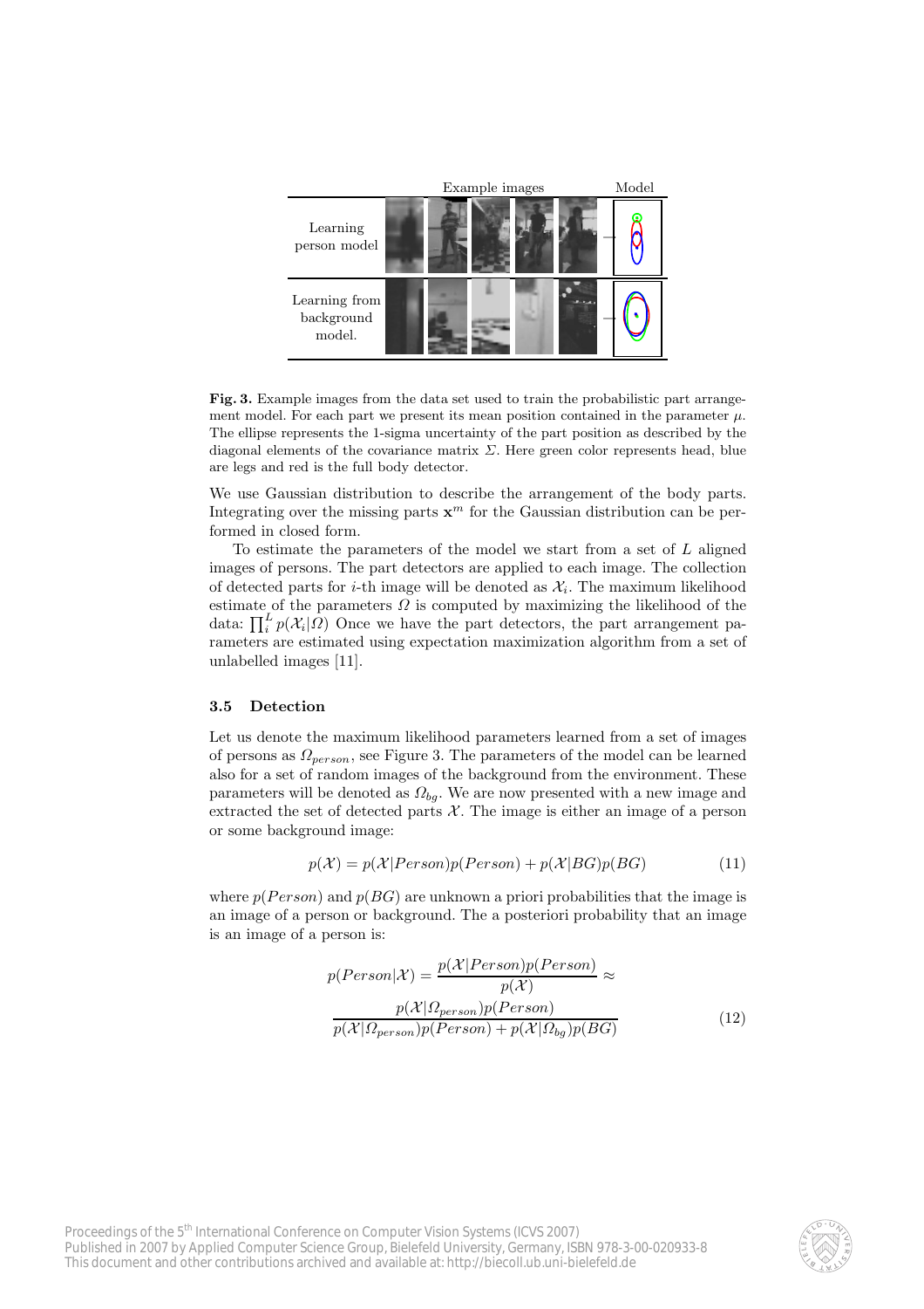| | Example images | Model |
|---|---|---|
| Learning person model | | |
| Learning from background model. | | |

**Fig. 3.** Example images from the data set used to train the probabilistic part arrangement model. For each part we present its mean position contained in the parameter $\mu$. The ellipse represents the 1-sigma uncertainty of the part position as described by the diagonal elements of the covariance matrix $\Sigma$. Here green color represents head, blue are legs and red is the full body detector.

We use Gaussian distribution to describe the arrangement of the body parts. Integrating over the missing parts $\mathbf{x}^m$ for the Gaussian distribution can be performed in closed form.

To estimate the parameters of the model we start from a set of $L$ aligned images of persons. The part detectors are applied to each image. The collection of detected parts for $i$-th image will be denoted as $\mathcal{X}_i$. The maximum likelihood estimate of the parameters $\Omega$ is computed by maximizing the likelihood of the data: $\prod_i^L p(\mathcal{X}_i|\Omega)$ Once we have the part detectors, the part arrangement parameters are estimated using expectation maximization algorithm from a set of unlabelled images [11].

### 3.5 Detection

Let us denote the maximum likelihood parameters learned from a set of images of persons as $\Omega_{person}$, see Figure 3. The parameters of the model can be learned also for a set of random images of the background from the environment. These parameters will be denoted as $\Omega_{bg}$. We are now presented with a new image and extracted the set of detected parts $\mathcal{X}$. The image is either an image of a person or some background image:

$$p(\mathcal{X}) = p(\mathcal{X}|Person)p(Person) + p(\mathcal{X}|BG)p(BG) \tag{11}$$

where $p(Person)$ and $p(BG)$ are unknown a priori probabilities that the image is an image of a person or background. The a posteriori probability that an image is an image of a person is:

$$p(Person|\mathcal{X}) = \frac{p(\mathcal{X}|Person)p(Person)}{p(\mathcal{X})} \approx \frac{p(\mathcal{X}|\Omega_{person})p(Person)}{p(\mathcal{X}|\Omega_{person})p(Person) + p(\mathcal{X}|\Omega_{bg})p(BG)} \tag{12}$$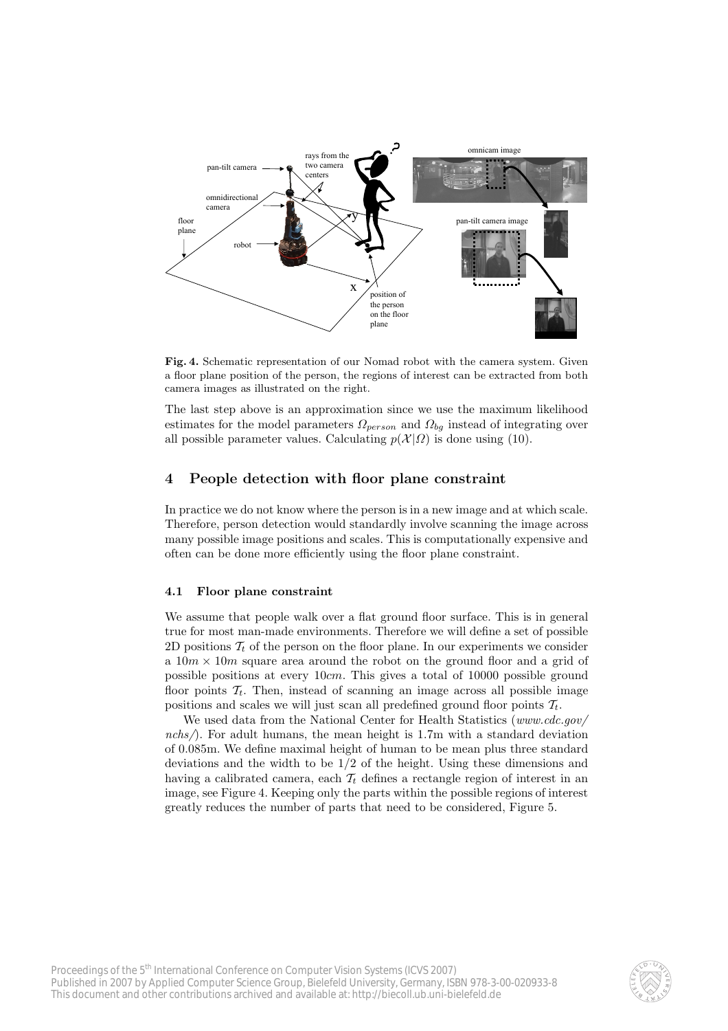**Fig. 4.** Schematic representation of our Nomad robot with the camera system. Given a floor plane position of the person, the regions of interest can be extracted from both camera images as illustrated on the right.

The last step above is an approximation since we use the maximum likelihood estimates for the model parameters $\Omega_{person}$ and $\Omega_{bg}$ instead of integrating over all possible parameter values. Calculating $p(\mathcal{X}|\Omega)$ is done using (10).

## 4 People detection with floor plane constraint

In practice we do not know where the person is in a new image and at which scale. Therefore, person detection would standardly involve scanning the image across many possible image positions and scales. This is computationally expensive and often can be done more efficiently using the floor plane constraint.

### 4.1 Floor plane constraint

We assume that people walk over a flat ground floor surface. This is in general true for most man-made environments. Therefore we will define a set of possible 2D positions $\mathcal{T}_t$ of the person on the floor plane. In our experiments we consider a $10m \times 10m$ square area around the robot on the ground floor and a grid of possible positions at every $10cm$. This gives a total of 10000 possible ground floor points $\mathcal{T}_t$. Then, instead of scanning an image across all possible image positions and scales we will just scan all predefined ground floor points $\mathcal{T}_t$.

We used data from the National Center for Health Statistics (*www.cdc.gov/nchs/*). For adult humans, the mean height is 1.7m with a standard deviation of 0.085m. We define maximal height of human to be mean plus three standard deviations and the width to be 1/2 of the height. Using these dimensions and having a calibrated camera, each $\mathcal{T}_t$ defines a rectangle region of interest in an image, see Figure 4. Keeping only the parts within the possible regions of interest greatly reduces the number of parts that need to be considered, Figure 5.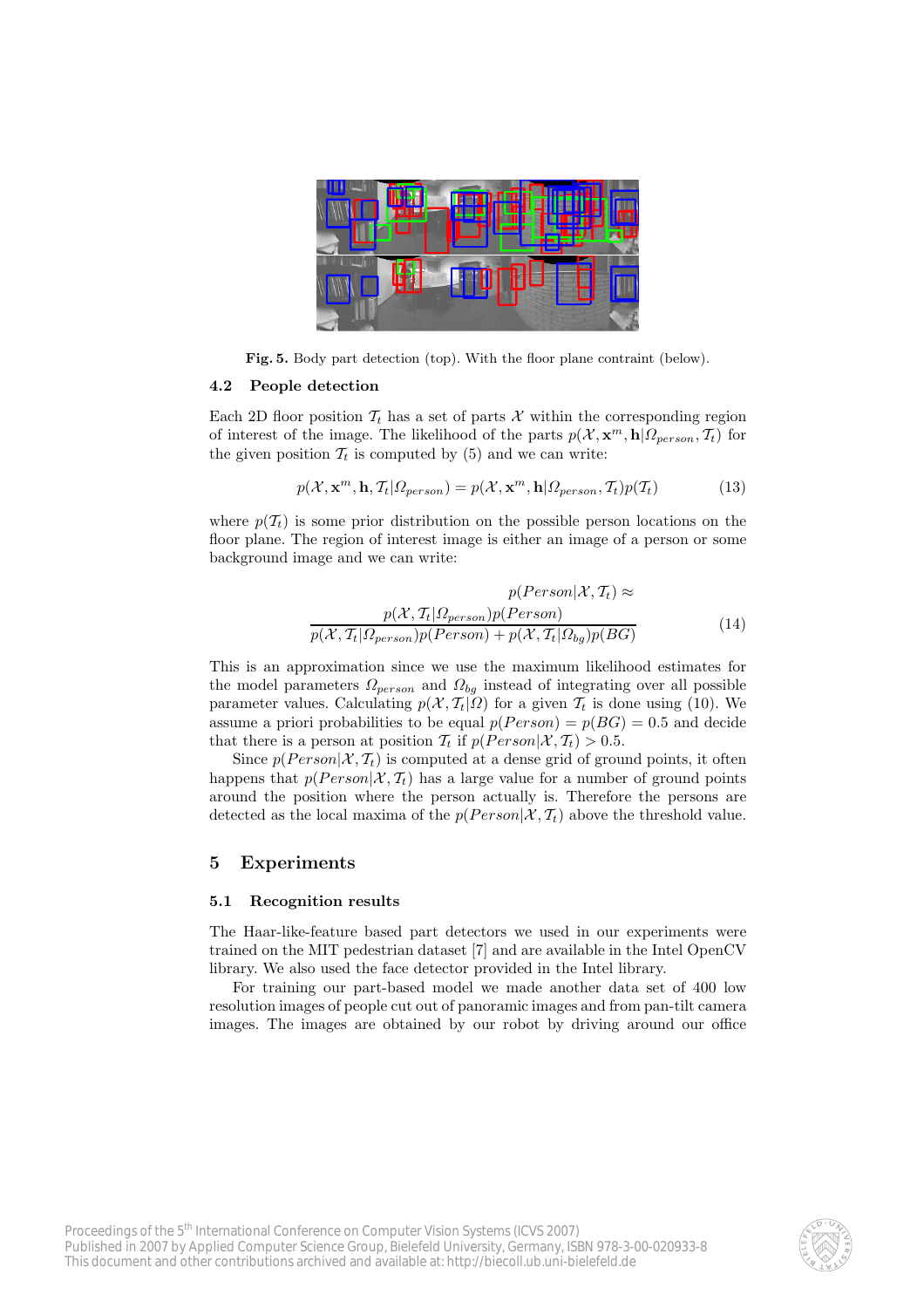**Fig. 5.** Body part detection (top). With the floor plane contraint (below).

### 4.2 People detection

Each 2D floor position $\mathcal{T}_t$ has a set of parts $\mathcal{X}$ within the corresponding region of interest of the image. The likelihood of the parts $p(\mathcal{X}, \mathbf{x}^m, \mathbf{h}|\Omega_{person}, \mathcal{T}_t)$ for the given position $\mathcal{T}_t$ is computed by (5) and we can write:

$$p(\mathcal{X}, \mathbf{x}^m, \mathbf{h}, \mathcal{T}_t|\Omega_{person}) = p(\mathcal{X}, \mathbf{x}^m, \mathbf{h}|\Omega_{person}, \mathcal{T}_t)p(\mathcal{T}_t) \tag{13}$$

where $p(\mathcal{T}_t)$ is some prior distribution on the possible person locations on the floor plane. The region of interest image is either an image of a person or some background image and we can write:

$$p(Person|\mathcal{X}, \mathcal{T}_t) \approx \frac{p(\mathcal{X}, \mathcal{T}_t|\Omega_{person})p(Person)}{p(\mathcal{X}, \mathcal{T}_t|\Omega_{person})p(Person) + p(\mathcal{X}, \mathcal{T}_t|\Omega_{bg})p(BG)} \tag{14}$$

This is an approximation since we use the maximum likelihood estimates for the model parameters $\Omega_{person}$ and $\Omega_{bg}$ instead of integrating over all possible parameter values. Calculating $p(\mathcal{X}, \mathcal{T}_t|\Omega)$ for a given $\mathcal{T}_t$ is done using (10). We assume a priori probabilities to be equal $p(Person) = p(BG) = 0.5$ and decide that there is a person at position $\mathcal{T}_t$ if $p(Person|\mathcal{X}, \mathcal{T}_t) > 0.5$.

Since $p(Person|\mathcal{X}, \mathcal{T}_t)$ is computed at a dense grid of ground points, it often happens that $p(Person|\mathcal{X}, \mathcal{T}_t)$ has a large value for a number of ground points around the position where the person actually is. Therefore the persons are detected as the local maxima of the $p(Person|\mathcal{X}, \mathcal{T}_t)$ above the threshold value.

## 5 Experiments

### 5.1 Recognition results

The Haar-like-feature based part detectors we used in our experiments were trained on the MIT pedestrian dataset [7] and are available in the Intel OpenCV library. We also used the face detector provided in the Intel library.

For training our part-based model we made another data set of 400 low resolution images of people cut out of panoramic images and from pan-tilt camera images. The images are obtained by our robot by driving around our office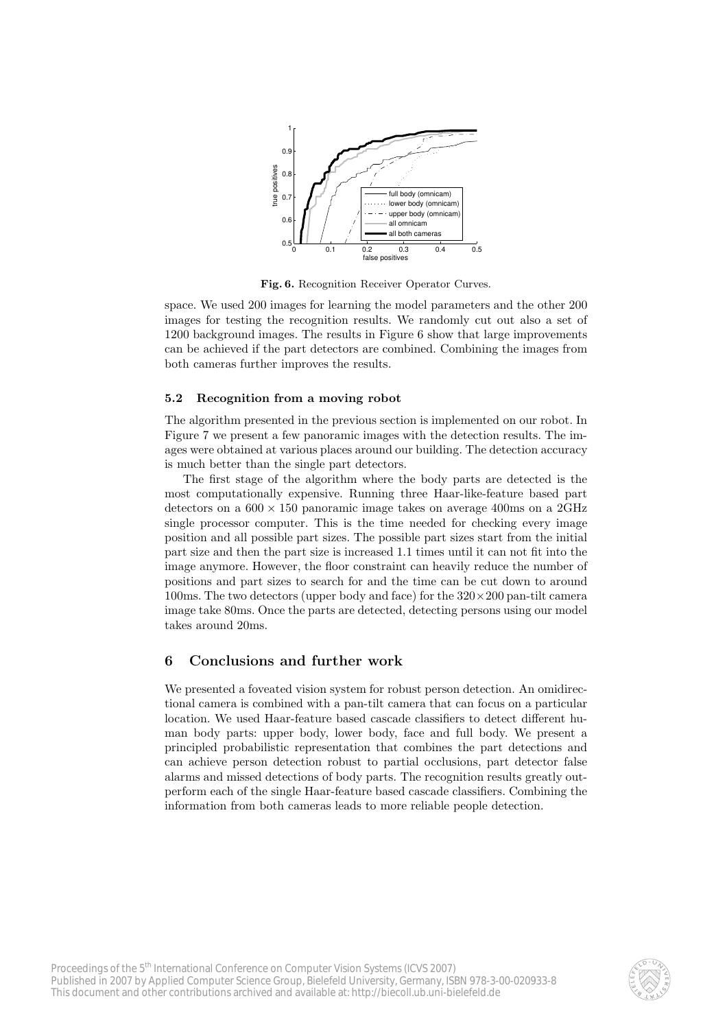Fig. 6. Recognition Receiver Operator Curves.

space. We used 200 images for learning the model parameters and the other 200 images for testing the recognition results. We randomly cut out also a set of 1200 background images. The results in Figure 6 show that large improvements can be achieved if the part detectors are combined. Combining the images from both cameras further improves the results.

### 5.2 Recognition from a moving robot

The algorithm presented in the previous section is implemented on our robot. In Figure 7 we present a few panoramic images with the detection results. The images were obtained at various places around our building. The detection accuracy is much better than the single part detectors.

The first stage of the algorithm where the body parts are detected is the most computationally expensive. Running three Haar-like-feature based part detectors on a $600 \times 150$ panoramic image takes on average 400ms on a 2GHz single processor computer. This is the time needed for checking every image position and all possible part sizes. The possible part sizes start from the initial part size and then the part size is increased 1.1 times until it can not fit into the image anymore. However, the floor constraint can heavily reduce the number of positions and part sizes to search for and the time can be cut down to around 100ms. The two detectors (upper body and face) for the $320 \times 200$ pan-tilt camera image take 80ms. Once the parts are detected, detecting persons using our model takes around 20ms.

## 6 Conclusions and further work

We presented a foveated vision system for robust person detection. An omidirectional camera is combined with a pan-tilt camera that can focus on a particular location. We used Haar-feature based cascade classifiers to detect different human body parts: upper body, lower body, face and full body. We present a principled probabilistic representation that combines the part detections and can achieve person detection robust to partial occlusions, part detector false alarms and missed detections of body parts. The recognition results greatly outperform each of the single Haar-feature based cascade classifiers. Combining the information from both cameras leads to more reliable people detection.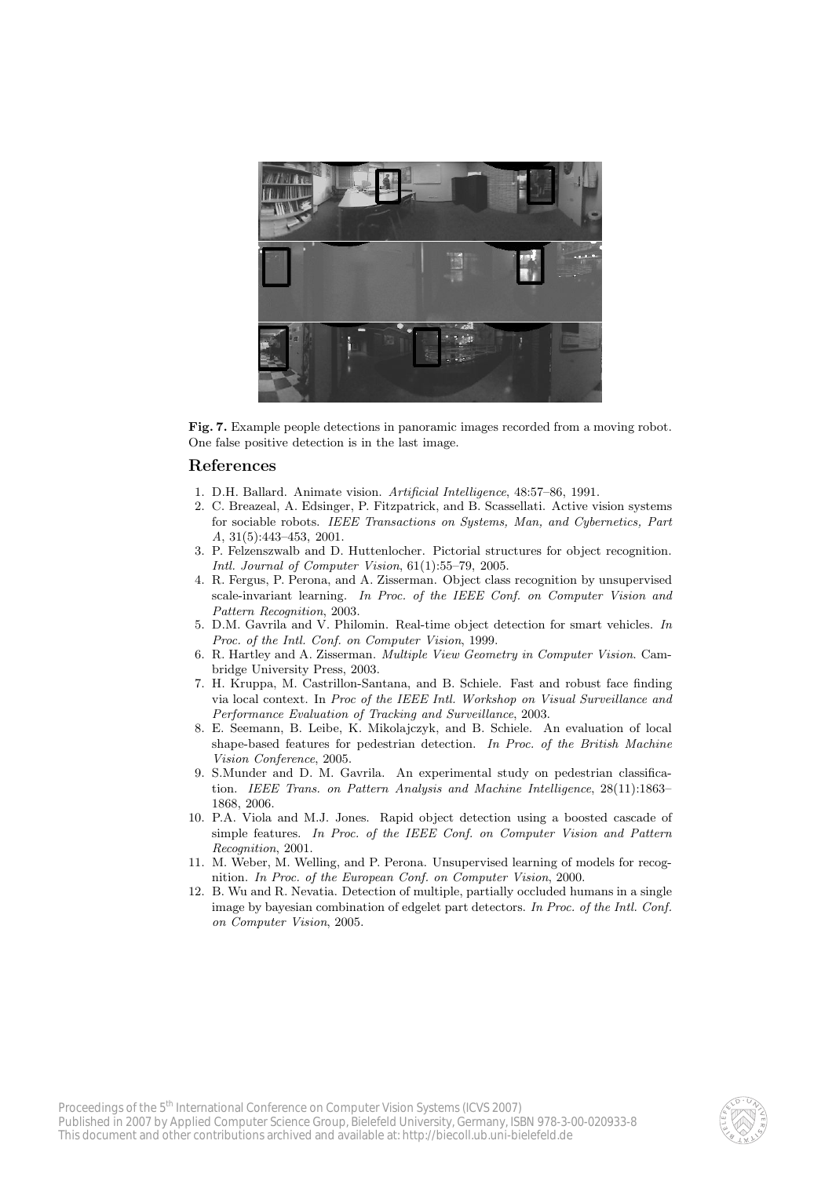**Fig. 7.** Example people detections in panoramic images recorded from a moving robot. One false positive detection is in the last image.

## References

1. D.H. Ballard. Animate vision. *Artificial Intelligence*, 48:57–86, 1991.
2. C. Breazeal, A. Edsinger, P. Fitzpatrick, and B. Scassellati. Active vision systems for sociable robots. *IEEE Transactions on Systems, Man, and Cybernetics, Part A*, 31(5):443–453, 2001.
3. P. Felzenszwalb and D. Huttenlocher. Pictorial structures for object recognition. *Intl. Journal of Computer Vision*, 61(1):55–79, 2005.
4. R. Fergus, P. Perona, and A. Zisserman. Object class recognition by unsupervised scale-invariant learning. *In Proc. of the IEEE Conf. on Computer Vision and Pattern Recognition*, 2003.
5. D.M. Gavrila and V. Philomin. Real-time object detection for smart vehicles. *In Proc. of the Intl. Conf. on Computer Vision*, 1999.
6. R. Hartley and A. Zisserman. *Multiple View Geometry in Computer Vision*. Cambridge University Press, 2003.
7. H. Kruppa, M. Castrillon-Santana, and B. Schiele. Fast and robust face finding via local context. In *Proc of the IEEE Intl. Workshop on Visual Surveillance and Performance Evaluation of Tracking and Surveillance*, 2003.
8. E. Seemann, B. Leibe, K. Mikolajczyk, and B. Schiele. An evaluation of local shape-based features for pedestrian detection. *In Proc. of the British Machine Vision Conference*, 2005.
9. S.Munder and D. M. Gavrila. An experimental study on pedestrian classification. *IEEE Trans. on Pattern Analysis and Machine Intelligence*, 28(11):1863–1868, 2006.
10. P.A. Viola and M.J. Jones. Rapid object detection using a boosted cascade of simple features. *In Proc. of the IEEE Conf. on Computer Vision and Pattern Recognition*, 2001.
11. M. Weber, M. Welling, and P. Perona. Unsupervised learning of models for recognition. *In Proc. of the European Conf. on Computer Vision*, 2000.
12. B. Wu and R. Nevatia. Detection of multiple, partially occluded humans in a single image by bayesian combination of edgelet part detectors. *In Proc. of the Intl. Conf. on Computer Vision*, 2005.